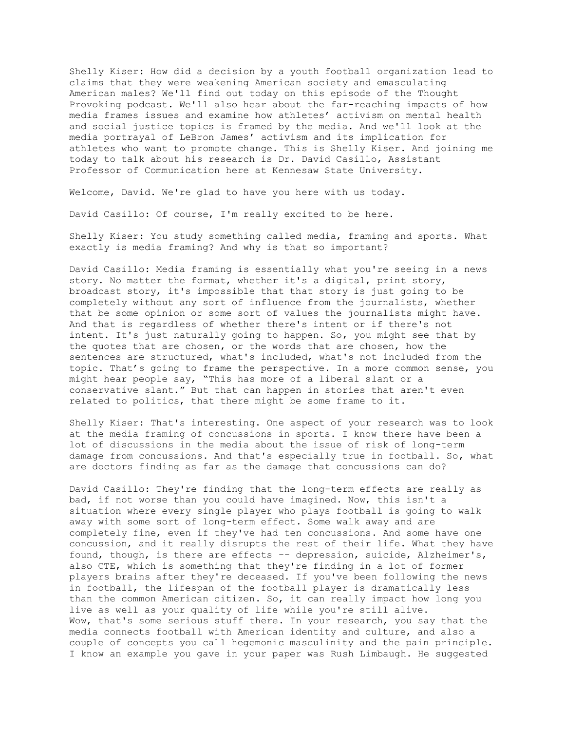Shelly Kiser: How did a decision by a youth football organization lead to claims that they were weakening American society and emasculating American males? We'll find out today on this episode of the Thought Provoking podcast. We'll also hear about the far-reaching impacts of how media frames issues and examine how athletes' activism on mental health and social justice topics is framed by the media. And we'll look at the media portrayal of LeBron James' activism and its implication for athletes who want to promote change. This is Shelly Kiser. And joining me today to talk about his research is Dr. David Casillo, Assistant Professor of Communication here at Kennesaw State University.

Welcome, David. We're glad to have you here with us today.

David Casillo: Of course, I'm really excited to be here.

Shelly Kiser: You study something called media, framing and sports. What exactly is media framing? And why is that so important?

David Casillo: Media framing is essentially what you're seeing in a news story. No matter the format, whether it's a digital, print story, broadcast story, it's impossible that that story is just going to be completely without any sort of influence from the journalists, whether that be some opinion or some sort of values the journalists might have. And that is regardless of whether there's intent or if there's not intent. It's just naturally going to happen. So, you might see that by the quotes that are chosen, or the words that are chosen, how the sentences are structured, what's included, what's not included from the topic. That's going to frame the perspective. In a more common sense, you might hear people say, "This has more of a liberal slant or a conservative slant." But that can happen in stories that aren't even related to politics, that there might be some frame to it.

Shelly Kiser: That's interesting. One aspect of your research was to look at the media framing of concussions in sports. I know there have been a lot of discussions in the media about the issue of risk of long-term damage from concussions. And that's especially true in football. So, what are doctors finding as far as the damage that concussions can do?

David Casillo: They're finding that the long-term effects are really as bad, if not worse than you could have imagined. Now, this isn't a situation where every single player who plays football is going to walk away with some sort of long-term effect. Some walk away and are completely fine, even if they've had ten concussions. And some have one concussion, and it really disrupts the rest of their life. What they have found, though, is there are effects -- depression, suicide, Alzheimer's, also CTE, which is something that they're finding in a lot of former players brains after they're deceased. If you've been following the news in football, the lifespan of the football player is dramatically less than the common American citizen. So, it can really impact how long you live as well as your quality of life while you're still alive.
Wow, that's some serious stuff there. In your research, you say that the media connects football with American identity and culture, and also a couple of concepts you call hegemonic masculinity and the pain principle. I know an example you gave in your paper was Rush Limbaugh. He suggested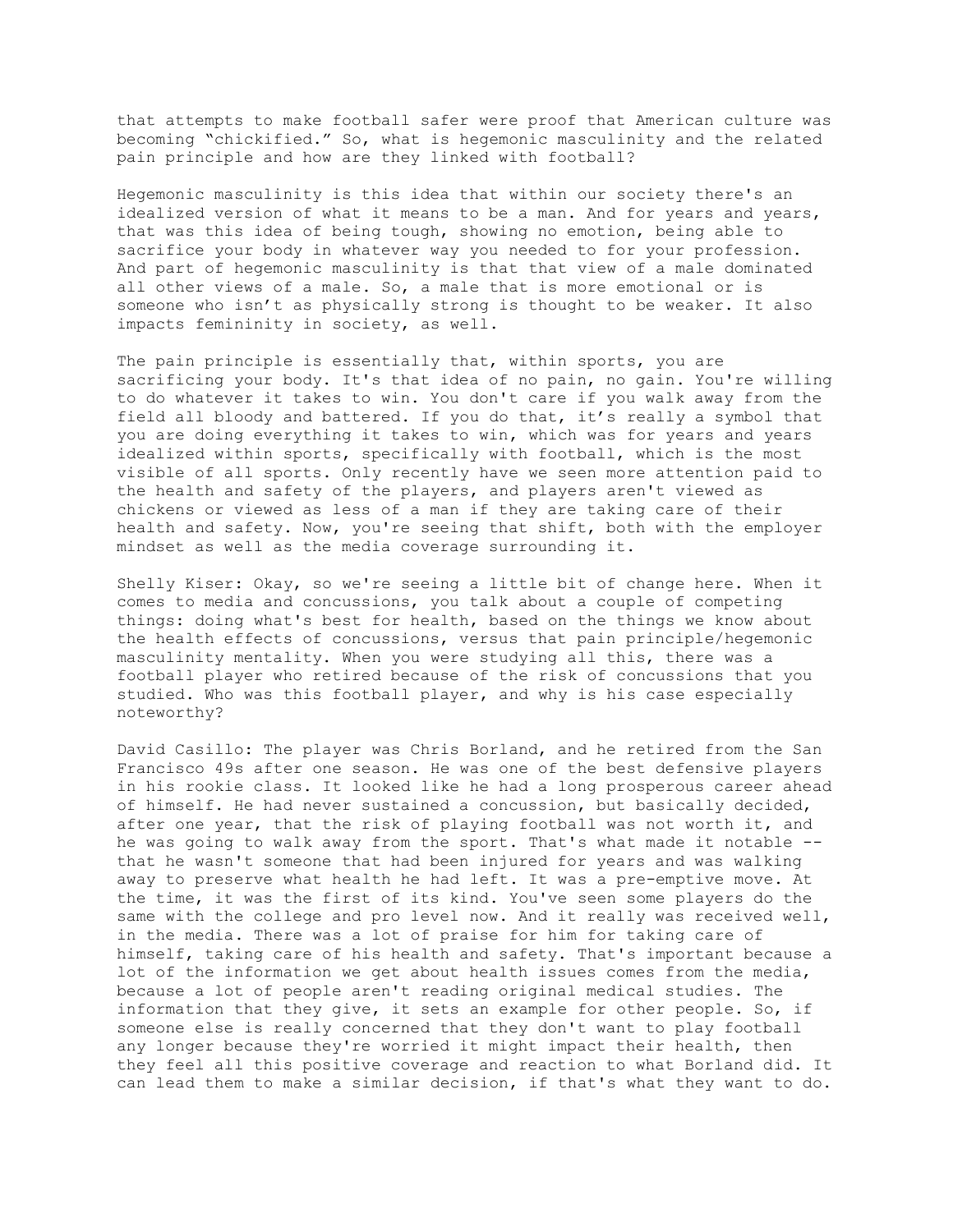that attempts to make football safer were proof that American culture was becoming "chickified." So, what is hegemonic masculinity and the related pain principle and how are they linked with football?

Hegemonic masculinity is this idea that within our society there's an idealized version of what it means to be a man. And for years and years, that was this idea of being tough, showing no emotion, being able to sacrifice your body in whatever way you needed to for your profession. And part of hegemonic masculinity is that that view of a male dominated all other views of a male. So, a male that is more emotional or is someone who isn't as physically strong is thought to be weaker. It also impacts femininity in society, as well.

The pain principle is essentially that, within sports, you are sacrificing your body. It's that idea of no pain, no gain. You're willing to do whatever it takes to win. You don't care if you walk away from the field all bloody and battered. If you do that, it's really a symbol that you are doing everything it takes to win, which was for years and years idealized within sports, specifically with football, which is the most visible of all sports. Only recently have we seen more attention paid to the health and safety of the players, and players aren't viewed as chickens or viewed as less of a man if they are taking care of their health and safety. Now, you're seeing that shift, both with the employer mindset as well as the media coverage surrounding it.

Shelly Kiser: Okay, so we're seeing a little bit of change here. When it comes to media and concussions, you talk about a couple of competing things: doing what's best for health, based on the things we know about the health effects of concussions, versus that pain principle/hegemonic masculinity mentality. When you were studying all this, there was a football player who retired because of the risk of concussions that you studied. Who was this football player, and why is his case especially noteworthy?

David Casillo: The player was Chris Borland, and he retired from the San Francisco 49s after one season. He was one of the best defensive players in his rookie class. It looked like he had a long prosperous career ahead of himself. He had never sustained a concussion, but basically decided, after one year, that the risk of playing football was not worth it, and he was going to walk away from the sport. That's what made it notable -- that he wasn't someone that had been injured for years and was walking away to preserve what health he had left. It was a pre-emptive move. At the time, it was the first of its kind. You've seen some players do the same with the college and pro level now. And it really was received well, in the media. There was a lot of praise for him for taking care of himself, taking care of his health and safety. That's important because a lot of the information we get about health issues comes from the media, because a lot of people aren't reading original medical studies. The information that they give, it sets an example for other people. So, if someone else is really concerned that they don't want to play football any longer because they're worried it might impact their health, then they feel all this positive coverage and reaction to what Borland did. It can lead them to make a similar decision, if that's what they want to do.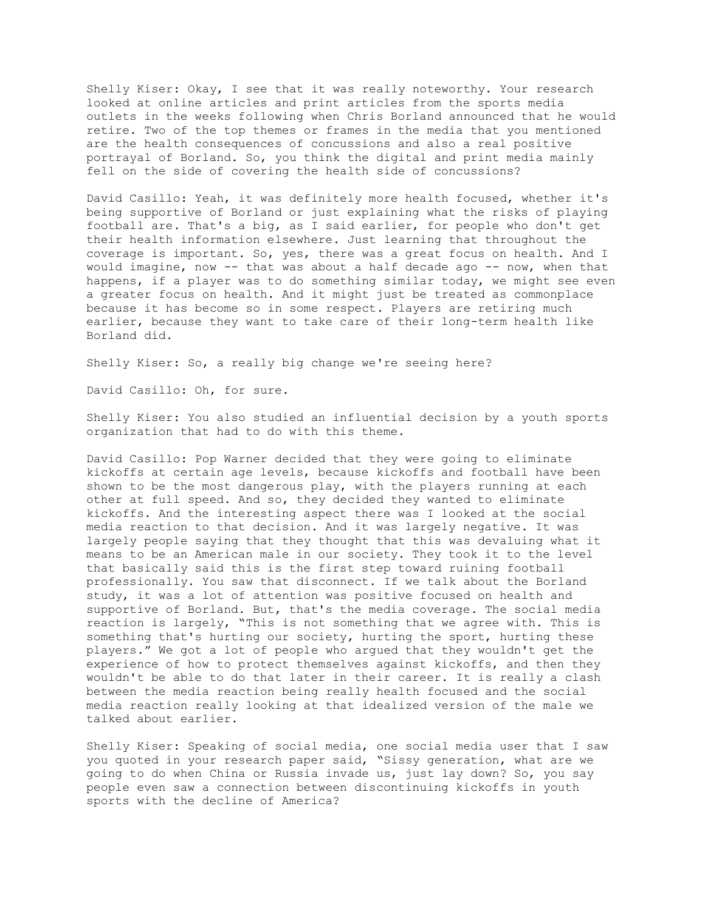Shelly Kiser: Okay, I see that it was really noteworthy. Your research looked at online articles and print articles from the sports media outlets in the weeks following when Chris Borland announced that he would retire. Two of the top themes or frames in the media that you mentioned are the health consequences of concussions and also a real positive portrayal of Borland. So, you think the digital and print media mainly fell on the side of covering the health side of concussions?

David Casillo: Yeah, it was definitely more health focused, whether it's being supportive of Borland or just explaining what the risks of playing football are. That's a big, as I said earlier, for people who don't get their health information elsewhere. Just learning that throughout the coverage is important. So, yes, there was a great focus on health. And I would imagine, now -- that was about a half decade ago -- now, when that happens, if a player was to do something similar today, we might see even a greater focus on health. And it might just be treated as commonplace because it has become so in some respect. Players are retiring much earlier, because they want to take care of their long-term health like Borland did.

Shelly Kiser: So, a really big change we're seeing here?

David Casillo: Oh, for sure.

Shelly Kiser: You also studied an influential decision by a youth sports organization that had to do with this theme.

David Casillo: Pop Warner decided that they were going to eliminate kickoffs at certain age levels, because kickoffs and football have been shown to be the most dangerous play, with the players running at each other at full speed. And so, they decided they wanted to eliminate kickoffs. And the interesting aspect there was I looked at the social media reaction to that decision. And it was largely negative. It was largely people saying that they thought that this was devaluing what it means to be an American male in our society. They took it to the level that basically said this is the first step toward ruining football professionally. You saw that disconnect. If we talk about the Borland study, it was a lot of attention was positive focused on health and supportive of Borland. But, that's the media coverage. The social media reaction is largely, "This is not something that we agree with. This is something that's hurting our society, hurting the sport, hurting these players." We got a lot of people who argued that they wouldn't get the experience of how to protect themselves against kickoffs, and then they wouldn't be able to do that later in their career. It is really a clash between the media reaction being really health focused and the social media reaction really looking at that idealized version of the male we talked about earlier.

Shelly Kiser: Speaking of social media, one social media user that I saw you quoted in your research paper said, "Sissy generation, what are we going to do when China or Russia invade us, just lay down? So, you say people even saw a connection between discontinuing kickoffs in youth sports with the decline of America?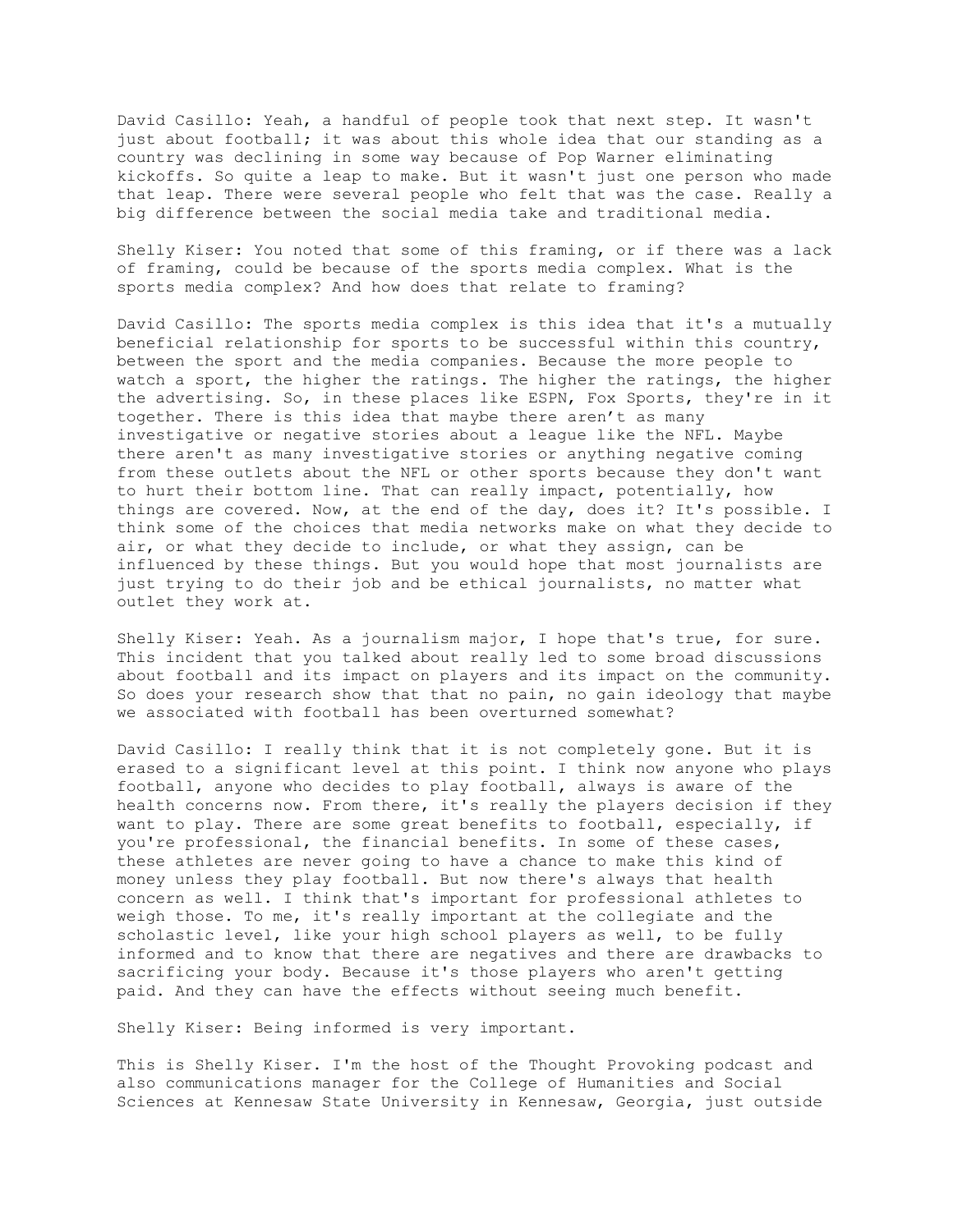David Casillo: Yeah, a handful of people took that next step. It wasn't just about football; it was about this whole idea that our standing as a country was declining in some way because of Pop Warner eliminating kickoffs. So quite a leap to make. But it wasn't just one person who made that leap. There were several people who felt that was the case. Really a big difference between the social media take and traditional media.

Shelly Kiser: You noted that some of this framing, or if there was a lack of framing, could be because of the sports media complex. What is the sports media complex? And how does that relate to framing?

David Casillo: The sports media complex is this idea that it's a mutually beneficial relationship for sports to be successful within this country, between the sport and the media companies. Because the more people to watch a sport, the higher the ratings. The higher the ratings, the higher the advertising. So, in these places like ESPN, Fox Sports, they're in it together. There is this idea that maybe there aren't as many investigative or negative stories about a league like the NFL. Maybe there aren't as many investigative stories or anything negative coming from these outlets about the NFL or other sports because they don't want to hurt their bottom line. That can really impact, potentially, how things are covered. Now, at the end of the day, does it? It's possible. I think some of the choices that media networks make on what they decide to air, or what they decide to include, or what they assign, can be influenced by these things. But you would hope that most journalists are just trying to do their job and be ethical journalists, no matter what outlet they work at.

Shelly Kiser: Yeah. As a journalism major, I hope that's true, for sure. This incident that you talked about really led to some broad discussions about football and its impact on players and its impact on the community. So does your research show that that no pain, no gain ideology that maybe we associated with football has been overturned somewhat?

David Casillo: I really think that it is not completely gone. But it is erased to a significant level at this point. I think now anyone who plays football, anyone who decides to play football, always is aware of the health concerns now. From there, it's really the players decision if they want to play. There are some great benefits to football, especially, if you're professional, the financial benefits. In some of these cases, these athletes are never going to have a chance to make this kind of money unless they play football. But now there's always that health concern as well. I think that's important for professional athletes to weigh those. To me, it's really important at the collegiate and the scholastic level, like your high school players as well, to be fully informed and to know that there are negatives and there are drawbacks to sacrificing your body. Because it's those players who aren't getting paid. And they can have the effects without seeing much benefit.

Shelly Kiser: Being informed is very important.

This is Shelly Kiser. I'm the host of the Thought Provoking podcast and also communications manager for the College of Humanities and Social Sciences at Kennesaw State University in Kennesaw, Georgia, just outside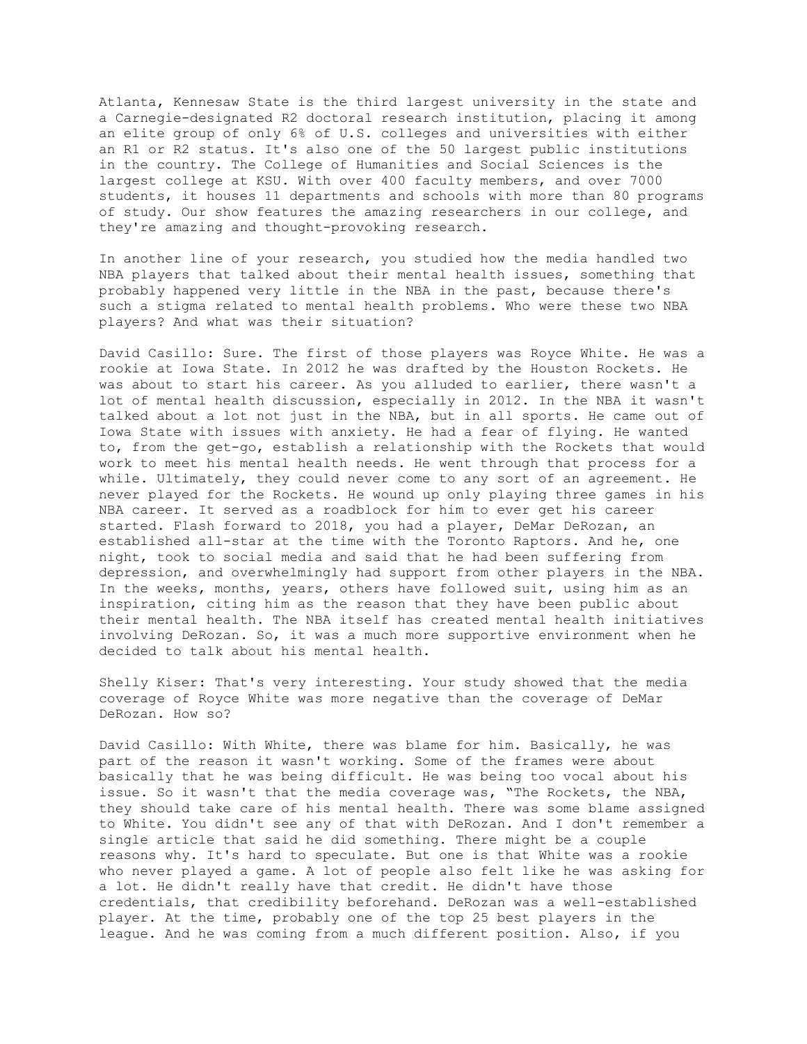Atlanta, Kennesaw State is the third largest university in the state and a Carnegie-designated R2 doctoral research institution, placing it among an elite group of only 6% of U.S. colleges and universities with either an R1 or R2 status. It's also one of the 50 largest public institutions in the country. The College of Humanities and Social Sciences is the largest college at KSU. With over 400 faculty members, and over 7000 students, it houses 11 departments and schools with more than 80 programs of study. Our show features the amazing researchers in our college, and they're amazing and thought-provoking research.

In another line of your research, you studied how the media handled two NBA players that talked about their mental health issues, something that probably happened very little in the NBA in the past, because there's such a stigma related to mental health problems. Who were these two NBA players? And what was their situation?

David Casillo: Sure. The first of those players was Royce White. He was a rookie at Iowa State. In 2012 he was drafted by the Houston Rockets. He was about to start his career. As you alluded to earlier, there wasn't a lot of mental health discussion, especially in 2012. In the NBA it wasn't talked about a lot not just in the NBA, but in all sports. He came out of Iowa State with issues with anxiety. He had a fear of flying. He wanted to, from the get-go, establish a relationship with the Rockets that would work to meet his mental health needs. He went through that process for a while. Ultimately, they could never come to any sort of an agreement. He never played for the Rockets. He wound up only playing three games in his NBA career. It served as a roadblock for him to ever get his career started. Flash forward to 2018, you had a player, DeMar DeRozan, an established all-star at the time with the Toronto Raptors. And he, one night, took to social media and said that he had been suffering from depression, and overwhelmingly had support from other players in the NBA. In the weeks, months, years, others have followed suit, using him as an inspiration, citing him as the reason that they have been public about their mental health. The NBA itself has created mental health initiatives involving DeRozan. So, it was a much more supportive environment when he decided to talk about his mental health.

Shelly Kiser: That's very interesting. Your study showed that the media coverage of Royce White was more negative than the coverage of DeMar DeRozan. How so?

David Casillo: With White, there was blame for him. Basically, he was part of the reason it wasn't working. Some of the frames were about basically that he was being difficult. He was being too vocal about his issue. So it wasn't that the media coverage was, "The Rockets, the NBA, they should take care of his mental health. There was some blame assigned to White. You didn't see any of that with DeRozan. And I don't remember a single article that said he did something. There might be a couple reasons why. It's hard to speculate. But one is that White was a rookie who never played a game. A lot of people also felt like he was asking for a lot. He didn't really have that credit. He didn't have those credentials, that credibility beforehand. DeRozan was a well-established player. At the time, probably one of the top 25 best players in the league. And he was coming from a much different position. Also, if you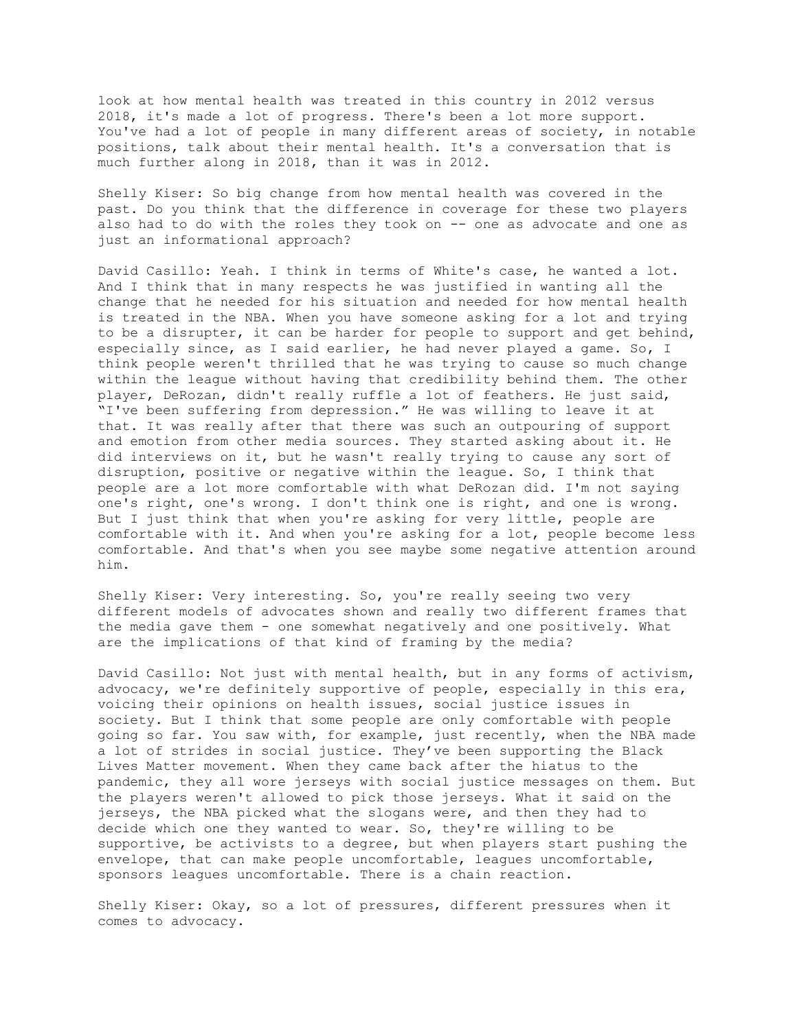look at how mental health was treated in this country in 2012 versus 2018, it's made a lot of progress. There's been a lot more support. You've had a lot of people in many different areas of society, in notable positions, talk about their mental health. It's a conversation that is much further along in 2018, than it was in 2012.

Shelly Kiser: So big change from how mental health was covered in the past. Do you think that the difference in coverage for these two players also had to do with the roles they took on -- one as advocate and one as just an informational approach?

David Casillo: Yeah. I think in terms of White's case, he wanted a lot. And I think that in many respects he was justified in wanting all the change that he needed for his situation and needed for how mental health is treated in the NBA. When you have someone asking for a lot and trying to be a disrupter, it can be harder for people to support and get behind, especially since, as I said earlier, he had never played a game. So, I think people weren't thrilled that he was trying to cause so much change within the league without having that credibility behind them. The other player, DeRozan, didn't really ruffle a lot of feathers. He just said, "I've been suffering from depression." He was willing to leave it at that. It was really after that there was such an outpouring of support and emotion from other media sources. They started asking about it. He did interviews on it, but he wasn't really trying to cause any sort of disruption, positive or negative within the league. So, I think that people are a lot more comfortable with what DeRozan did. I'm not saying one's right, one's wrong. I don't think one is right, and one is wrong. But I just think that when you're asking for very little, people are comfortable with it. And when you're asking for a lot, people become less comfortable. And that's when you see maybe some negative attention around him.

Shelly Kiser: Very interesting. So, you're really seeing two very different models of advocates shown and really two different frames that the media gave them - one somewhat negatively and one positively. What are the implications of that kind of framing by the media?

David Casillo: Not just with mental health, but in any forms of activism, advocacy, we're definitely supportive of people, especially in this era, voicing their opinions on health issues, social justice issues in society. But I think that some people are only comfortable with people going so far. You saw with, for example, just recently, when the NBA made a lot of strides in social justice. They've been supporting the Black Lives Matter movement. When they came back after the hiatus to the pandemic, they all wore jerseys with social justice messages on them. But the players weren't allowed to pick those jerseys. What it said on the jerseys, the NBA picked what the slogans were, and then they had to decide which one they wanted to wear. So, they're willing to be supportive, be activists to a degree, but when players start pushing the envelope, that can make people uncomfortable, leagues uncomfortable, sponsors leagues uncomfortable. There is a chain reaction.

Shelly Kiser: Okay, so a lot of pressures, different pressures when it comes to advocacy.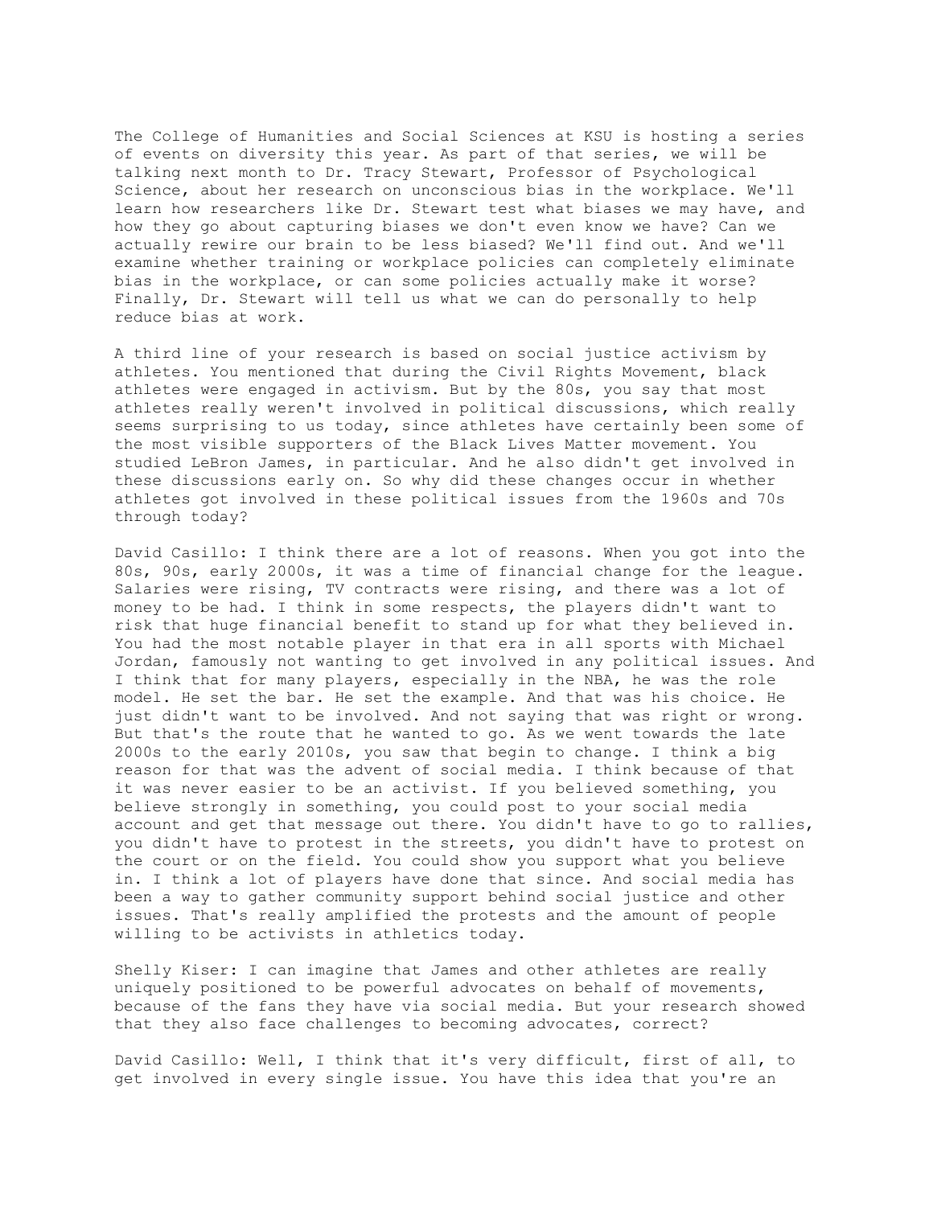The College of Humanities and Social Sciences at KSU is hosting a series of events on diversity this year. As part of that series, we will be talking next month to Dr. Tracy Stewart, Professor of Psychological Science, about her research on unconscious bias in the workplace. We'll learn how researchers like Dr. Stewart test what biases we may have, and how they go about capturing biases we don't even know we have? Can we actually rewire our brain to be less biased? We'll find out. And we'll examine whether training or workplace policies can completely eliminate bias in the workplace, or can some policies actually make it worse? Finally, Dr. Stewart will tell us what we can do personally to help reduce bias at work.

A third line of your research is based on social justice activism by athletes. You mentioned that during the Civil Rights Movement, black athletes were engaged in activism. But by the 80s, you say that most athletes really weren't involved in political discussions, which really seems surprising to us today, since athletes have certainly been some of the most visible supporters of the Black Lives Matter movement. You studied LeBron James, in particular. And he also didn't get involved in these discussions early on. So why did these changes occur in whether athletes got involved in these political issues from the 1960s and 70s through today?

David Casillo: I think there are a lot of reasons. When you got into the 80s, 90s, early 2000s, it was a time of financial change for the league. Salaries were rising, TV contracts were rising, and there was a lot of money to be had. I think in some respects, the players didn't want to risk that huge financial benefit to stand up for what they believed in. You had the most notable player in that era in all sports with Michael Jordan, famously not wanting to get involved in any political issues. And I think that for many players, especially in the NBA, he was the role model. He set the bar. He set the example. And that was his choice. He just didn't want to be involved. And not saying that was right or wrong. But that's the route that he wanted to go. As we went towards the late 2000s to the early 2010s, you saw that begin to change. I think a big reason for that was the advent of social media. I think because of that it was never easier to be an activist. If you believed something, you believe strongly in something, you could post to your social media account and get that message out there. You didn't have to go to rallies, you didn't have to protest in the streets, you didn't have to protest on the court or on the field. You could show you support what you believe in. I think a lot of players have done that since. And social media has been a way to gather community support behind social justice and other issues. That's really amplified the protests and the amount of people willing to be activists in athletics today.

Shelly Kiser: I can imagine that James and other athletes are really uniquely positioned to be powerful advocates on behalf of movements, because of the fans they have via social media. But your research showed that they also face challenges to becoming advocates, correct?

David Casillo: Well, I think that it's very difficult, first of all, to get involved in every single issue. You have this idea that you're an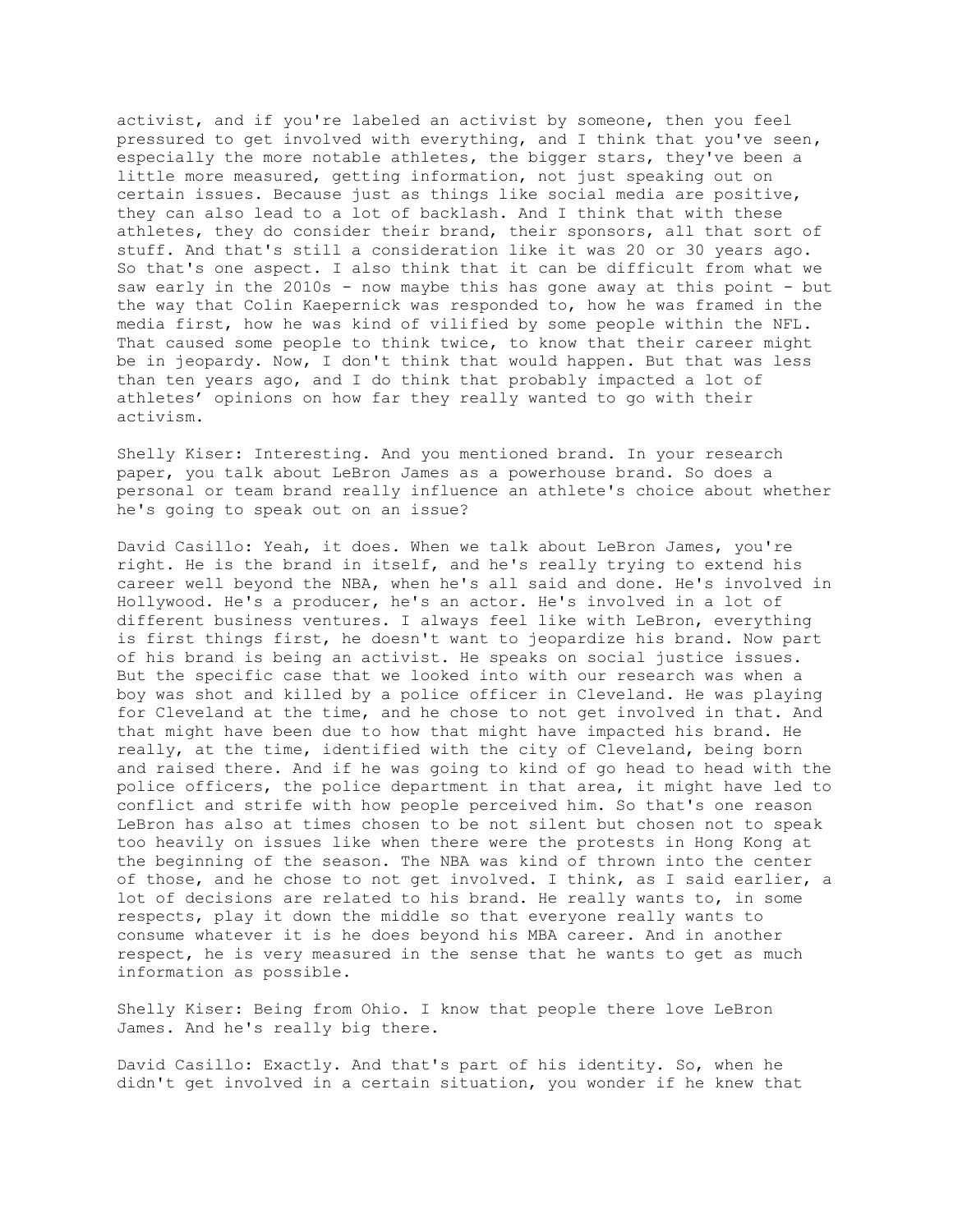activist, and if you're labeled an activist by someone, then you feel pressured to get involved with everything, and I think that you've seen, especially the more notable athletes, the bigger stars, they've been a little more measured, getting information, not just speaking out on certain issues. Because just as things like social media are positive, they can also lead to a lot of backlash. And I think that with these athletes, they do consider their brand, their sponsors, all that sort of stuff. And that's still a consideration like it was 20 or 30 years ago. So that's one aspect. I also think that it can be difficult from what we saw early in the 2010s - now maybe this has gone away at this point - but the way that Colin Kaepernick was responded to, how he was framed in the media first, how he was kind of vilified by some people within the NFL. That caused some people to think twice, to know that their career might be in jeopardy. Now, I don't think that would happen. But that was less than ten years ago, and I do think that probably impacted a lot of athletes' opinions on how far they really wanted to go with their activism.

Shelly Kiser: Interesting. And you mentioned brand. In your research paper, you talk about LeBron James as a powerhouse brand. So does a personal or team brand really influence an athlete's choice about whether he's going to speak out on an issue?

David Casillo: Yeah, it does. When we talk about LeBron James, you're right. He is the brand in itself, and he's really trying to extend his career well beyond the NBA, when he's all said and done. He's involved in Hollywood. He's a producer, he's an actor. He's involved in a lot of different business ventures. I always feel like with LeBron, everything is first things first, he doesn't want to jeopardize his brand. Now part of his brand is being an activist. He speaks on social justice issues. But the specific case that we looked into with our research was when a boy was shot and killed by a police officer in Cleveland. He was playing for Cleveland at the time, and he chose to not get involved in that. And that might have been due to how that might have impacted his brand. He really, at the time, identified with the city of Cleveland, being born and raised there. And if he was going to kind of go head to head with the police officers, the police department in that area, it might have led to conflict and strife with how people perceived him. So that's one reason LeBron has also at times chosen to be not silent but chosen not to speak too heavily on issues like when there were the protests in Hong Kong at the beginning of the season. The NBA was kind of thrown into the center of those, and he chose to not get involved. I think, as I said earlier, a lot of decisions are related to his brand. He really wants to, in some respects, play it down the middle so that everyone really wants to consume whatever it is he does beyond his MBA career. And in another respect, he is very measured in the sense that he wants to get as much information as possible.

Shelly Kiser: Being from Ohio. I know that people there love LeBron James. And he's really big there.

David Casillo: Exactly. And that's part of his identity. So, when he didn't get involved in a certain situation, you wonder if he knew that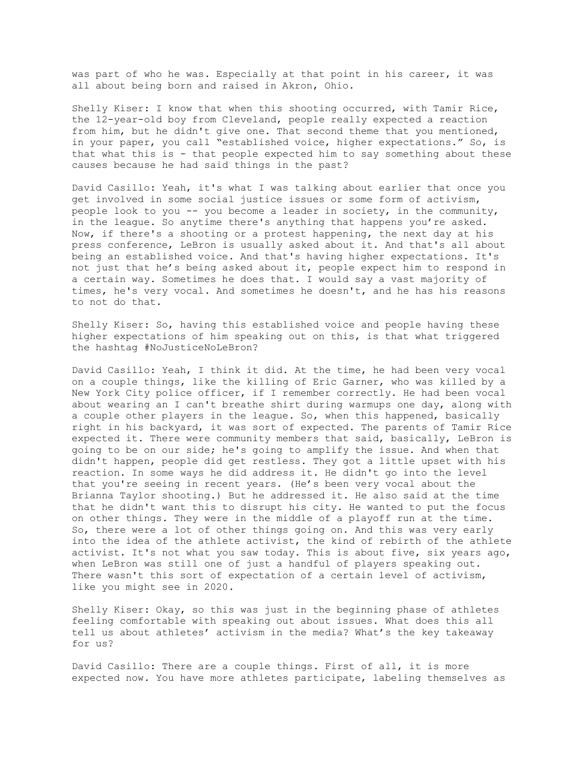was part of who he was. Especially at that point in his career, it was all about being born and raised in Akron, Ohio.

Shelly Kiser: I know that when this shooting occurred, with Tamir Rice, the 12-year-old boy from Cleveland, people really expected a reaction from him, but he didn't give one. That second theme that you mentioned, in your paper, you call "established voice, higher expectations." So, is that what this is - that people expected him to say something about these causes because he had said things in the past?

David Casillo: Yeah, it's what I was talking about earlier that once you get involved in some social justice issues or some form of activism, people look to you -- you become a leader in society, in the community, in the league. So anytime there's anything that happens you're asked. Now, if there's a shooting or a protest happening, the next day at his press conference, LeBron is usually asked about it. And that's all about being an established voice. And that's having higher expectations. It's not just that he's being asked about it, people expect him to respond in a certain way. Sometimes he does that. I would say a vast majority of times, he's very vocal. And sometimes he doesn't, and he has his reasons to not do that.

Shelly Kiser: So, having this established voice and people having these higher expectations of him speaking out on this, is that what triggered the hashtag #NoJusticeNoLeBron?

David Casillo: Yeah, I think it did. At the time, he had been very vocal on a couple things, like the killing of Eric Garner, who was killed by a New York City police officer, if I remember correctly. He had been vocal about wearing an I can't breathe shirt during warmups one day, along with a couple other players in the league. So, when this happened, basically right in his backyard, it was sort of expected. The parents of Tamir Rice expected it. There were community members that said, basically, LeBron is going to be on our side; he's going to amplify the issue. And when that didn't happen, people did get restless. They got a little upset with his reaction. In some ways he did address it. He didn't go into the level that you're seeing in recent years. (He's been very vocal about the Brianna Taylor shooting.) But he addressed it. He also said at the time that he didn't want this to disrupt his city. He wanted to put the focus on other things. They were in the middle of a playoff run at the time. So, there were a lot of other things going on. And this was very early into the idea of the athlete activist, the kind of rebirth of the athlete activist. It's not what you saw today. This is about five, six years ago, when LeBron was still one of just a handful of players speaking out. There wasn't this sort of expectation of a certain level of activism, like you might see in 2020.

Shelly Kiser: Okay, so this was just in the beginning phase of athletes feeling comfortable with speaking out about issues. What does this all tell us about athletes' activism in the media? What's the key takeaway for us?

David Casillo: There are a couple things. First of all, it is more expected now. You have more athletes participate, labeling themselves as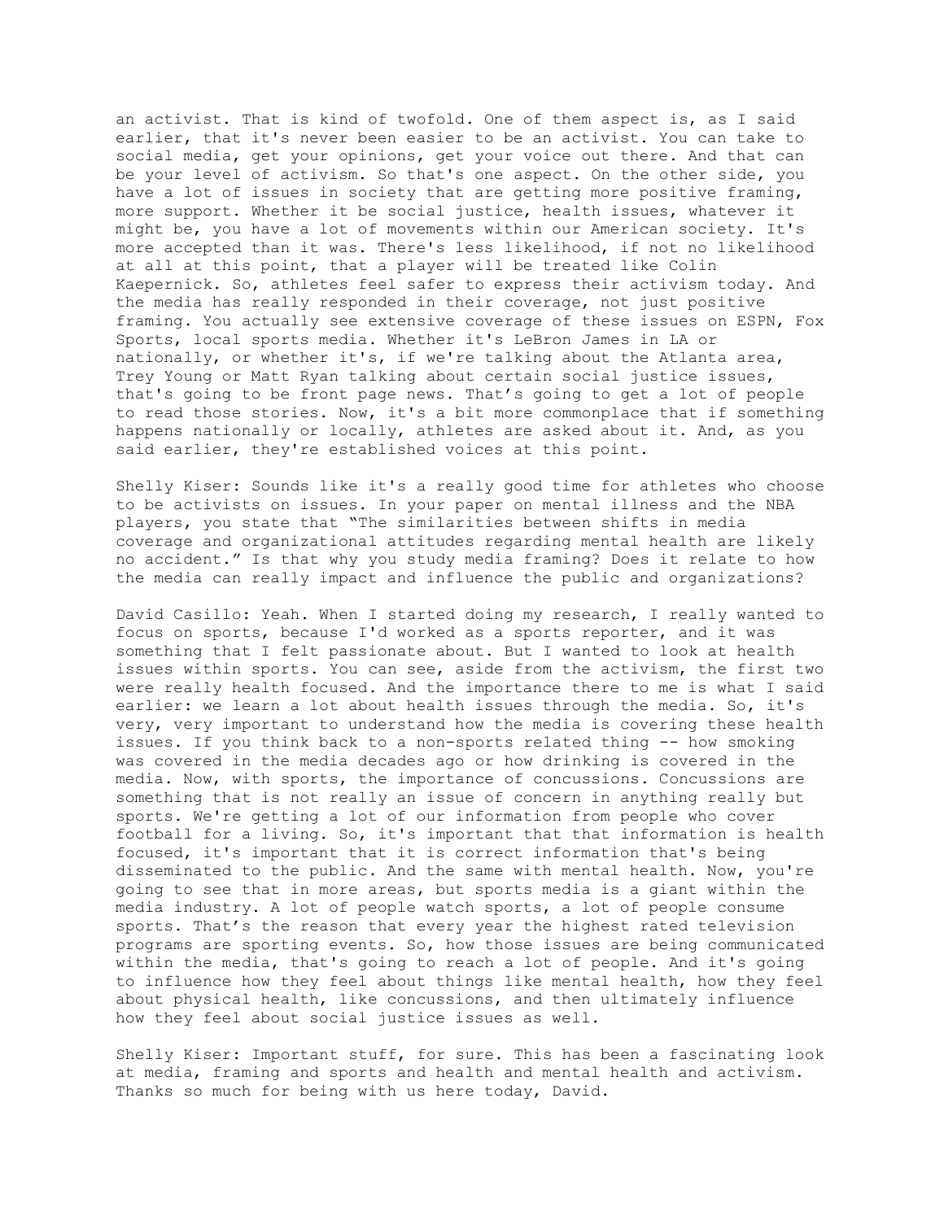an activist. That is kind of twofold. One of them aspect is, as I said earlier, that it's never been easier to be an activist. You can take to social media, get your opinions, get your voice out there. And that can be your level of activism. So that's one aspect. On the other side, you have a lot of issues in society that are getting more positive framing, more support. Whether it be social justice, health issues, whatever it might be, you have a lot of movements within our American society. It's more accepted than it was. There's less likelihood, if not no likelihood at all at this point, that a player will be treated like Colin Kaepernick. So, athletes feel safer to express their activism today. And the media has really responded in their coverage, not just positive framing. You actually see extensive coverage of these issues on ESPN, Fox Sports, local sports media. Whether it's LeBron James in LA or nationally, or whether it's, if we're talking about the Atlanta area, Trey Young or Matt Ryan talking about certain social justice issues, that's going to be front page news. That's going to get a lot of people to read those stories. Now, it's a bit more commonplace that if something happens nationally or locally, athletes are asked about it. And, as you said earlier, they're established voices at this point.

Shelly Kiser: Sounds like it's a really good time for athletes who choose to be activists on issues. In your paper on mental illness and the NBA players, you state that "The similarities between shifts in media coverage and organizational attitudes regarding mental health are likely no accident." Is that why you study media framing? Does it relate to how the media can really impact and influence the public and organizations?

David Casillo: Yeah. When I started doing my research, I really wanted to focus on sports, because I'd worked as a sports reporter, and it was something that I felt passionate about. But I wanted to look at health issues within sports. You can see, aside from the activism, the first two were really health focused. And the importance there to me is what I said earlier: we learn a lot about health issues through the media. So, it's very, very important to understand how the media is covering these health issues. If you think back to a non-sports related thing -- how smoking was covered in the media decades ago or how drinking is covered in the media. Now, with sports, the importance of concussions. Concussions are something that is not really an issue of concern in anything really but sports. We're getting a lot of our information from people who cover football for a living. So, it's important that that information is health focused, it's important that it is correct information that's being disseminated to the public. And the same with mental health. Now, you're going to see that in more areas, but sports media is a giant within the media industry. A lot of people watch sports, a lot of people consume sports. That's the reason that every year the highest rated television programs are sporting events. So, how those issues are being communicated within the media, that's going to reach a lot of people. And it's going to influence how they feel about things like mental health, how they feel about physical health, like concussions, and then ultimately influence how they feel about social justice issues as well.

Shelly Kiser: Important stuff, for sure. This has been a fascinating look at media, framing and sports and health and mental health and activism. Thanks so much for being with us here today, David.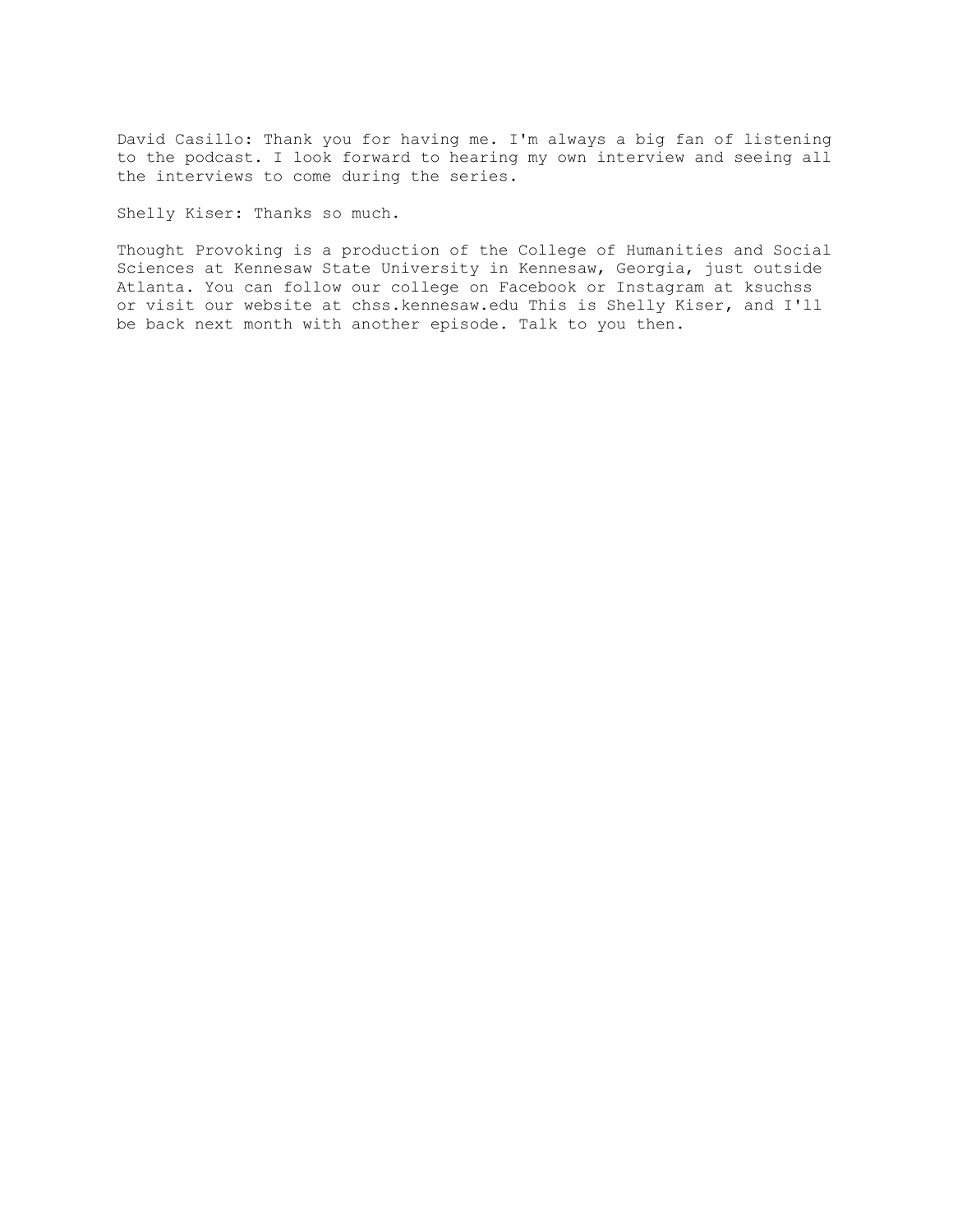David Casillo: Thank you for having me. I'm always a big fan of listening to the podcast. I look forward to hearing my own interview and seeing all the interviews to come during the series.

Shelly Kiser: Thanks so much.

Thought Provoking is a production of the College of Humanities and Social Sciences at Kennesaw State University in Kennesaw, Georgia, just outside Atlanta. You can follow our college on Facebook or Instagram at ksuchss or visit our website at chss.kennesaw.edu This is Shelly Kiser, and I'll be back next month with another episode. Talk to you then.